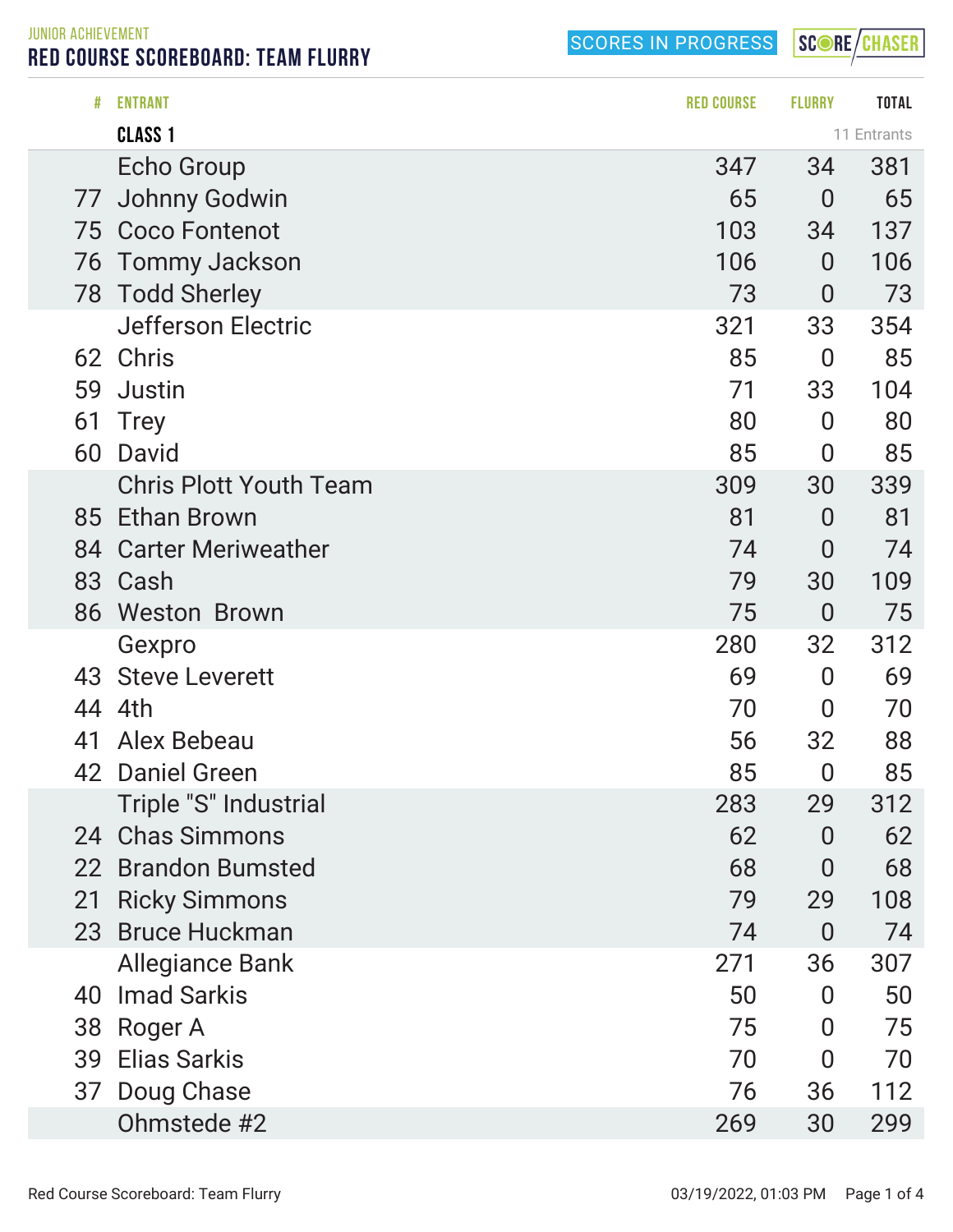JUNIOR ACHIEVEMENT

# RED COURSE SCOREBOARD: TEAM FLURRY

SCORES IN PROGRESS

SCORE CHASER

| # | ENTRANT | RED COURSE | FLURRY | TOTAL |
|---|---|---|---|---|
| | **CLASS 1** | | | 11 Entrants |
| | Echo Group | 347 | 34 | 381 |
| 77 | Johnny Godwin | 65 | 0 | 65 |
| 75 | Coco Fontenot | 103 | 34 | 137 |
| 76 | Tommy Jackson | 106 | 0 | 106 |
| 78 | Todd Sherley | 73 | 0 | 73 |
| | Jefferson Electric | 321 | 33 | 354 |
| 62 | Chris | 85 | 0 | 85 |
| 59 | Justin | 71 | 33 | 104 |
| 61 | Trey | 80 | 0 | 80 |
| 60 | David | 85 | 0 | 85 |
| | Chris Plott Youth Team | 309 | 30 | 339 |
| 85 | Ethan Brown | 81 | 0 | 81 |
| 84 | Carter Meriweather | 74 | 0 | 74 |
| 83 | Cash | 79 | 30 | 109 |
| 86 | Weston Brown | 75 | 0 | 75 |
| | Gexpro | 280 | 32 | 312 |
| 43 | Steve Leverett | 69 | 0 | 69 |
| 44 | 4th | 70 | 0 | 70 |
| 41 | Alex Bebeau | 56 | 32 | 88 |
| 42 | Daniel Green | 85 | 0 | 85 |
| | Triple "S" Industrial | 283 | 29 | 312 |
| 24 | Chas Simmons | 62 | 0 | 62 |
| 22 | Brandon Bumsted | 68 | 0 | 68 |
| 21 | Ricky Simmons | 79 | 29 | 108 |
| 23 | Bruce Huckman | 74 | 0 | 74 |
| | Allegiance Bank | 271 | 36 | 307 |
| 40 | Imad Sarkis | 50 | 0 | 50 |
| 38 | Roger A | 75 | 0 | 75 |
| 39 | Elias Sarkis | 70 | 0 | 70 |
| 37 | Doug Chase | 76 | 36 | 112 |
| | Ohmstede #2 | 269 | 30 | 299 |

Red Course Scoreboard: Team Flurry — 03/19/2022, 01:03 PM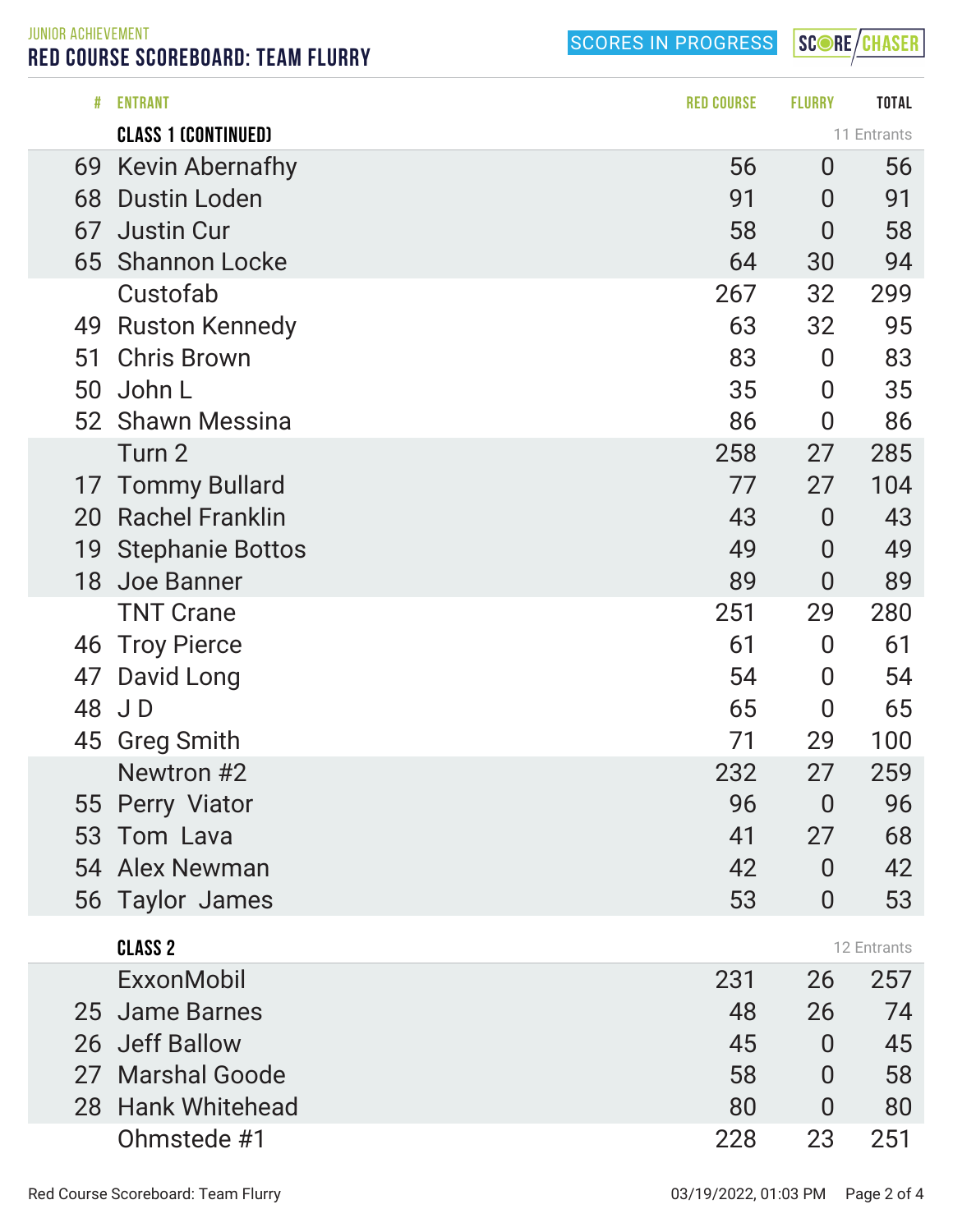JUNIOR ACHIEVEMENT

# RED COURSE SCOREBOARD: TEAM FLURRY

SCORES IN PROGRESS

| # | ENTRANT | RED COURSE | FLURRY | TOTAL |
|---|---|---|---|---|
| | **CLASS 1 (CONTINUED)** | | | 11 Entrants |
| 69 | Kevin Abernafhy | 56 | 0 | 56 |
| 68 | Dustin Loden | 91 | 0 | 91 |
| 67 | Justin Cur | 58 | 0 | 58 |
| 65 | Shannon Locke | 64 | 30 | 94 |
| | Custofab | 267 | 32 | 299 |
| 49 | Ruston Kennedy | 63 | 32 | 95 |
| 51 | Chris Brown | 83 | 0 | 83 |
| 50 | John L | 35 | 0 | 35 |
| 52 | Shawn Messina | 86 | 0 | 86 |
| | Turn 2 | 258 | 27 | 285 |
| 17 | Tommy Bullard | 77 | 27 | 104 |
| 20 | Rachel Franklin | 43 | 0 | 43 |
| 19 | Stephanie Bottos | 49 | 0 | 49 |
| 18 | Joe Banner | 89 | 0 | 89 |
| | TNT Crane | 251 | 29 | 280 |
| 46 | Troy Pierce | 61 | 0 | 61 |
| 47 | David Long | 54 | 0 | 54 |
| 48 | J D | 65 | 0 | 65 |
| 45 | Greg Smith | 71 | 29 | 100 |
| | Newtron #2 | 232 | 27 | 259 |
| 55 | Perry Viator | 96 | 0 | 96 |
| 53 | Tom Lava | 41 | 27 | 68 |
| 54 | Alex Newman | 42 | 0 | 42 |
| 56 | Taylor James | 53 | 0 | 53 |
| | **CLASS 2** | | | 12 Entrants |
| | ExxonMobil | 231 | 26 | 257 |
| 25 | Jame Barnes | 48 | 26 | 74 |
| 26 | Jeff Ballow | 45 | 0 | 45 |
| 27 | Marshal Goode | 58 | 0 | 58 |
| 28 | Hank Whitehead | 80 | 0 | 80 |
| | Ohmstede #1 | 228 | 23 | 251 |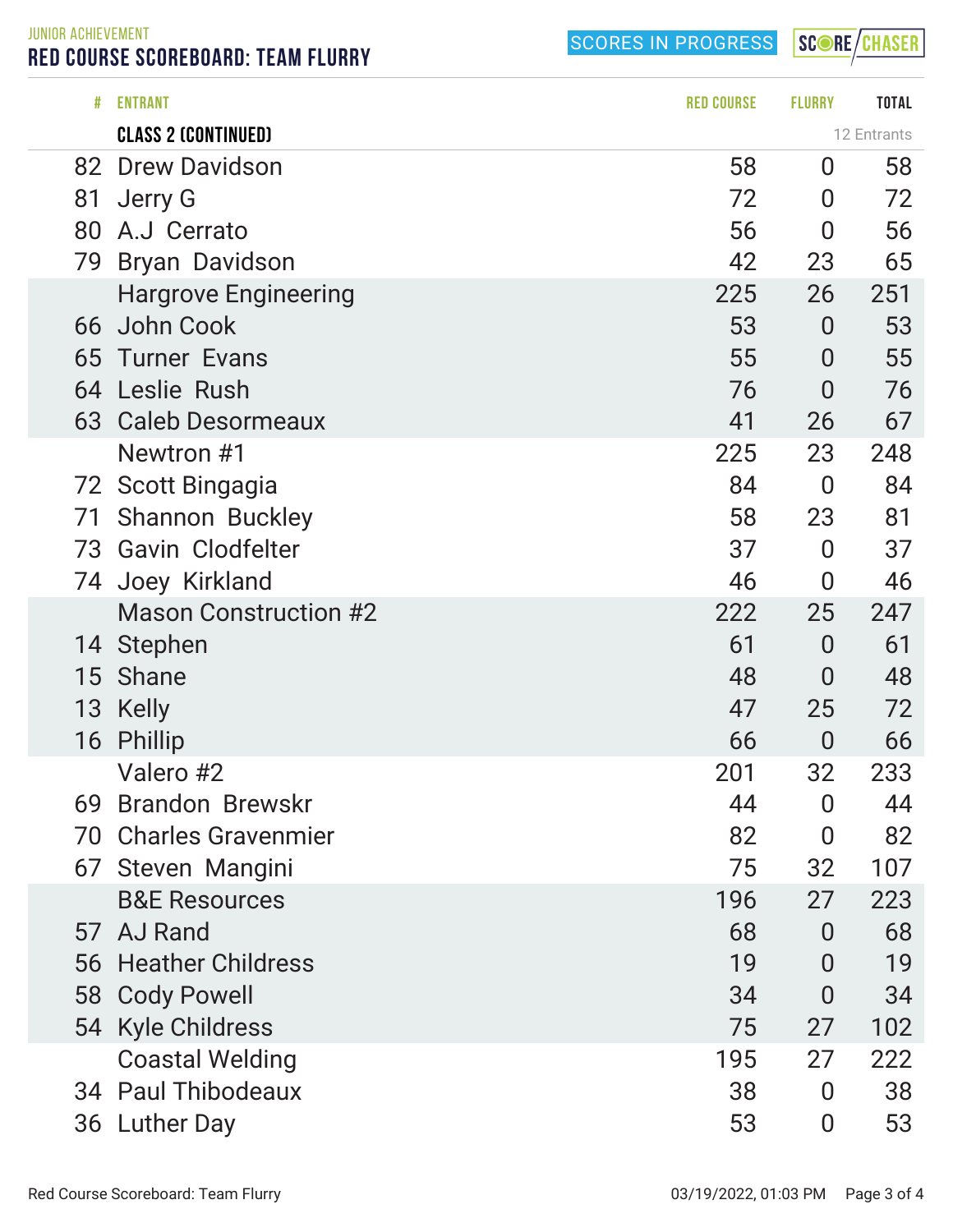JUNIOR ACHIEVEMENT

# RED COURSE SCOREBOARD: TEAM FLURRY

SCORES IN PROGRESS

| # | ENTRANT | RED COURSE | FLURRY | TOTAL |
|---|---|---|---|---|
| | **CLASS 2 (CONTINUED)** | | | 12 Entrants |
| 82 | Drew Davidson | 58 | 0 | 58 |
| 81 | Jerry G | 72 | 0 | 72 |
| 80 | A.J Cerrato | 56 | 0 | 56 |
| 79 | Bryan Davidson | 42 | 23 | 65 |
| | Hargrove Engineering | 225 | 26 | 251 |
| 66 | John Cook | 53 | 0 | 53 |
| 65 | Turner Evans | 55 | 0 | 55 |
| 64 | Leslie Rush | 76 | 0 | 76 |
| 63 | Caleb Desormeaux | 41 | 26 | 67 |
| | Newtron #1 | 225 | 23 | 248 |
| 72 | Scott Bingagia | 84 | 0 | 84 |
| 71 | Shannon Buckley | 58 | 23 | 81 |
| 73 | Gavin Clodfelter | 37 | 0 | 37 |
| 74 | Joey Kirkland | 46 | 0 | 46 |
| | Mason Construction #2 | 222 | 25 | 247 |
| 14 | Stephen | 61 | 0 | 61 |
| 15 | Shane | 48 | 0 | 48 |
| 13 | Kelly | 47 | 25 | 72 |
| 16 | Phillip | 66 | 0 | 66 |
| | Valero #2 | 201 | 32 | 233 |
| 69 | Brandon Brewskr | 44 | 0 | 44 |
| 70 | Charles Gravenmier | 82 | 0 | 82 |
| 67 | Steven Mangini | 75 | 32 | 107 |
| | B&E Resources | 196 | 27 | 223 |
| 57 | AJ Rand | 68 | 0 | 68 |
| 56 | Heather Childress | 19 | 0 | 19 |
| 58 | Cody Powell | 34 | 0 | 34 |
| 54 | Kyle Childress | 75 | 27 | 102 |
| | Coastal Welding | 195 | 27 | 222 |
| 34 | Paul Thibodeaux | 38 | 0 | 38 |
| 36 | Luther Day | 53 | 0 | 53 |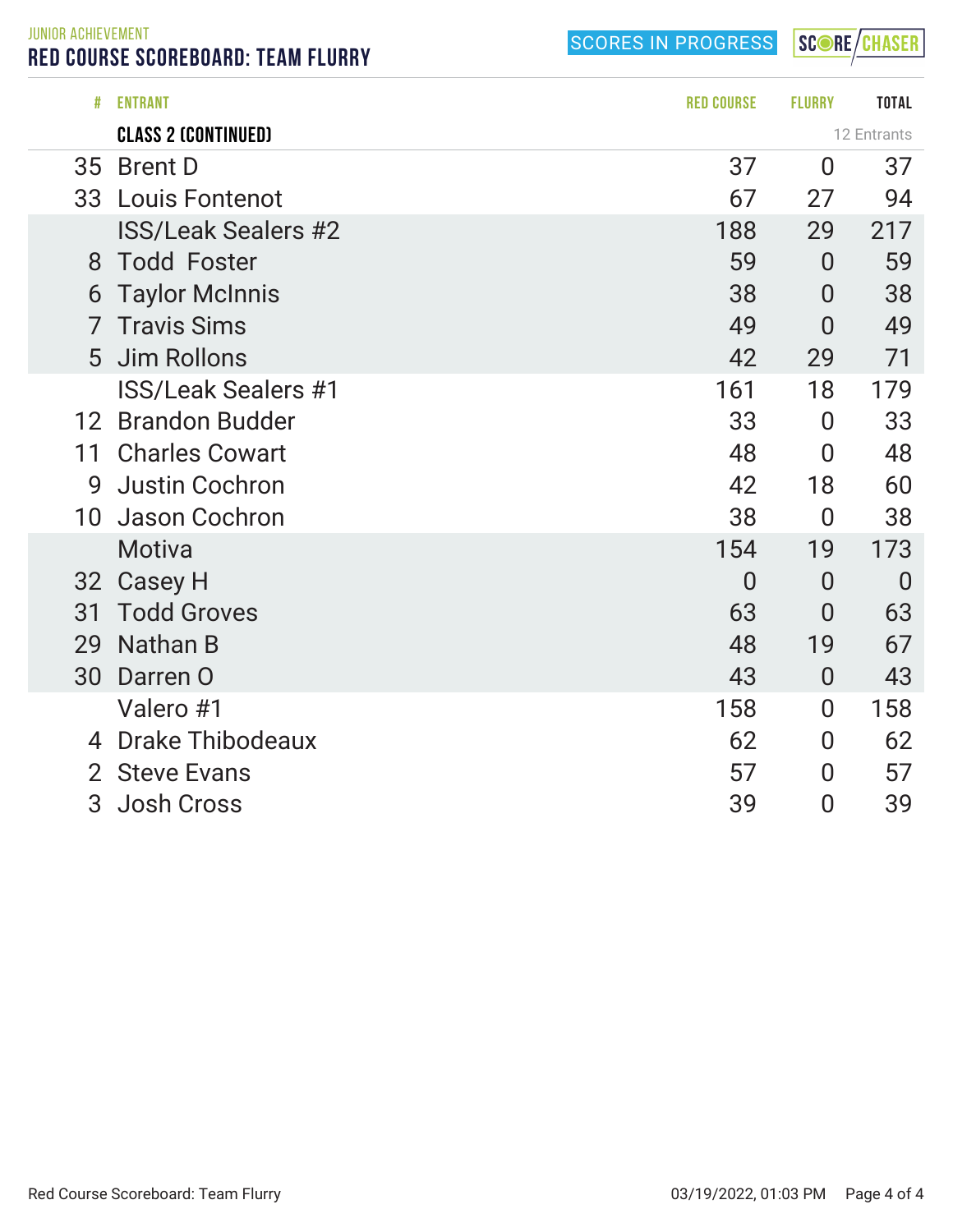JUNIOR ACHIEVEMENT

# RED COURSE SCOREBOARD: TEAM FLURRY

SCORES IN PROGRESS

| # | ENTRANT | RED COURSE | FLURRY | TOTAL |
|---|---|---|---|---|
| | **CLASS 2 (CONTINUED)** | | | 12 Entrants |
| 35 | Brent D | 37 | 0 | 37 |
| 33 | Louis Fontenot | 67 | 27 | 94 |
| | ISS/Leak Sealers #2 | 188 | 29 | 217 |
| 8 | Todd Foster | 59 | 0 | 59 |
| 6 | Taylor McInnis | 38 | 0 | 38 |
| 7 | Travis Sims | 49 | 0 | 49 |
| 5 | Jim Rollons | 42 | 29 | 71 |
| | ISS/Leak Sealers #1 | 161 | 18 | 179 |
| 12 | Brandon Budder | 33 | 0 | 33 |
| 11 | Charles Cowart | 48 | 0 | 48 |
| 9 | Justin Cochron | 42 | 18 | 60 |
| 10 | Jason Cochron | 38 | 0 | 38 |
| | Motiva | 154 | 19 | 173 |
| 32 | Casey H | 0 | 0 | 0 |
| 31 | Todd Groves | 63 | 0 | 63 |
| 29 | Nathan B | 48 | 19 | 67 |
| 30 | Darren O | 43 | 0 | 43 |
| | Valero #1 | 158 | 0 | 158 |
| 4 | Drake Thibodeaux | 62 | 0 | 62 |
| 2 | Steve Evans | 57 | 0 | 57 |
| 3 | Josh Cross | 39 | 0 | 39 |

03/19/2022, 01:03 PM